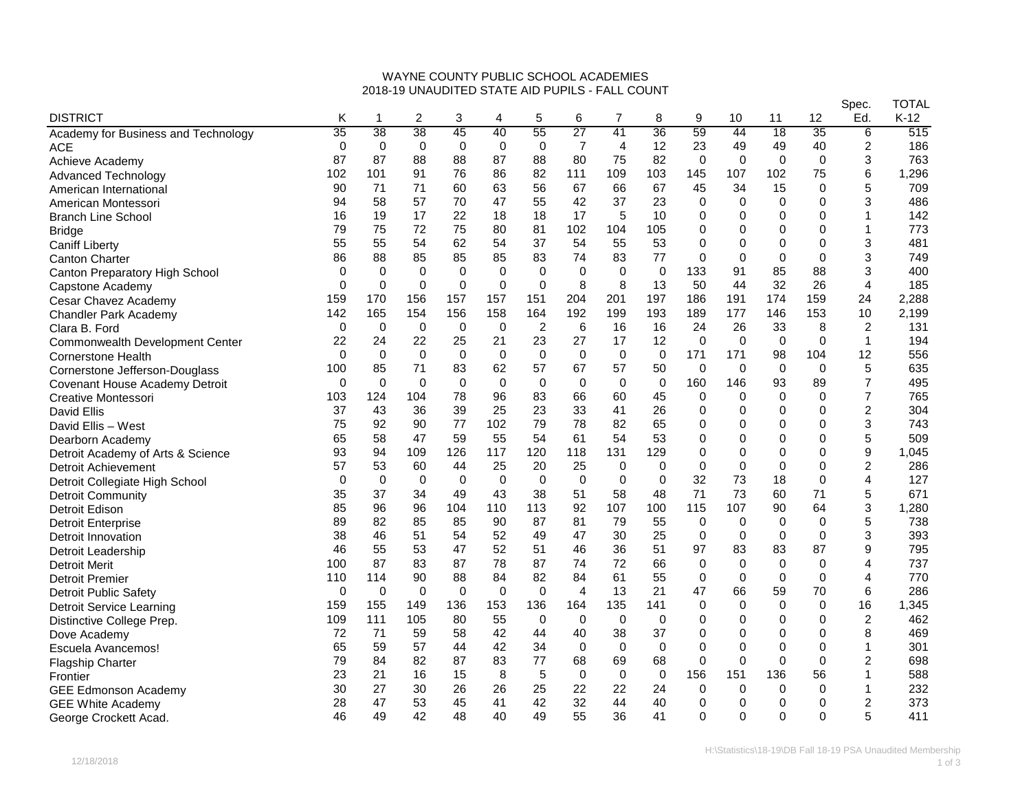# WAYNE COUNTY PUBLIC SCHOOL ACADEMIES
## 2018-19 UNAUDITED STATE AID PUPILS - FALL COUNT

| DISTRICT | K | 1 | 2 | 3 | 4 | 5 | 6 | 7 | 8 | 9 | 10 | 11 | 12 | Spec. Ed. | TOTAL K-12 |
|---|---|---|---|---|---|---|---|---|---|---|---|---|---|---|---|
| Academy for Business and Technology | 35 | 38 | 38 | 45 | 40 | 55 | 27 | 41 | 36 | 59 | 44 | 18 | 35 | 6 | 515 |
| ACE | 0 | 0 | 0 | 0 | 0 | 0 | 7 | 4 | 12 | 23 | 49 | 49 | 40 | 2 | 186 |
| Achieve Academy | 87 | 87 | 88 | 88 | 87 | 88 | 80 | 75 | 82 | 0 | 0 | 0 | 0 | 3 | 763 |
| Advanced Technology | 102 | 101 | 91 | 76 | 86 | 82 | 111 | 109 | 103 | 145 | 107 | 102 | 75 | 6 | 1,296 |
| American International | 90 | 71 | 71 | 60 | 63 | 56 | 67 | 66 | 67 | 45 | 34 | 15 | 0 | 5 | 709 |
| American Montessori | 94 | 58 | 57 | 70 | 47 | 55 | 42 | 37 | 23 | 0 | 0 | 0 | 0 | 3 | 486 |
| Branch Line School | 16 | 19 | 17 | 22 | 18 | 18 | 17 | 5 | 10 | 0 | 0 | 0 | 0 | 1 | 142 |
| Bridge | 79 | 75 | 72 | 75 | 80 | 81 | 102 | 104 | 105 | 0 | 0 | 0 | 0 | 1 | 773 |
| Caniff Liberty | 55 | 55 | 54 | 62 | 54 | 37 | 54 | 55 | 53 | 0 | 0 | 0 | 0 | 3 | 481 |
| Canton Charter | 86 | 88 | 85 | 85 | 85 | 83 | 74 | 83 | 77 | 0 | 0 | 0 | 0 | 3 | 749 |
| Canton Preparatory High School | 0 | 0 | 0 | 0 | 0 | 0 | 0 | 0 | 0 | 133 | 91 | 85 | 88 | 3 | 400 |
| Capstone Academy | 0 | 0 | 0 | 0 | 0 | 0 | 8 | 8 | 13 | 50 | 44 | 32 | 26 | 4 | 185 |
| Cesar Chavez Academy | 159 | 170 | 156 | 157 | 157 | 151 | 204 | 201 | 197 | 186 | 191 | 174 | 159 | 24 | 2,288 |
| Chandler Park Academy | 142 | 165 | 154 | 156 | 158 | 164 | 192 | 199 | 193 | 189 | 177 | 146 | 153 | 10 | 2,199 |
| Clara B. Ford | 0 | 0 | 0 | 0 | 0 | 2 | 6 | 16 | 16 | 24 | 26 | 33 | 8 | 2 | 131 |
| Commonwealth Development Center | 22 | 24 | 22 | 25 | 21 | 23 | 27 | 17 | 12 | 0 | 0 | 0 | 0 | 1 | 194 |
| Cornerstone Health | 0 | 0 | 0 | 0 | 0 | 0 | 0 | 0 | 0 | 171 | 171 | 98 | 104 | 12 | 556 |
| Cornerstone Jefferson-Douglass | 100 | 85 | 71 | 83 | 62 | 57 | 67 | 57 | 50 | 0 | 0 | 0 | 0 | 5 | 635 |
| Covenant House Academy Detroit | 0 | 0 | 0 | 0 | 0 | 0 | 0 | 0 | 0 | 160 | 146 | 93 | 89 | 7 | 495 |
| Creative Montessori | 103 | 124 | 104 | 78 | 96 | 83 | 66 | 60 | 45 | 0 | 0 | 0 | 0 | 7 | 765 |
| David Ellis | 37 | 43 | 36 | 39 | 25 | 23 | 33 | 41 | 26 | 0 | 0 | 0 | 0 | 2 | 304 |
| David Ellis – West | 75 | 92 | 90 | 77 | 102 | 79 | 78 | 82 | 65 | 0 | 0 | 0 | 0 | 3 | 743 |
| Dearborn Academy | 65 | 58 | 47 | 59 | 55 | 54 | 61 | 54 | 53 | 0 | 0 | 0 | 0 | 5 | 509 |
| Detroit Academy of Arts & Science | 93 | 94 | 109 | 126 | 117 | 120 | 118 | 131 | 129 | 0 | 0 | 0 | 0 | 9 | 1,045 |
| Detroit Achievement | 57 | 53 | 60 | 44 | 25 | 20 | 25 | 0 | 0 | 0 | 0 | 0 | 0 | 2 | 286 |
| Detroit Collegiate High School | 0 | 0 | 0 | 0 | 0 | 0 | 0 | 0 | 0 | 32 | 73 | 18 | 0 | 4 | 127 |
| Detroit Community | 35 | 37 | 34 | 49 | 43 | 38 | 51 | 58 | 48 | 71 | 73 | 60 | 71 | 5 | 671 |
| Detroit Edison | 85 | 96 | 96 | 104 | 110 | 113 | 92 | 107 | 100 | 115 | 107 | 90 | 64 | 3 | 1,280 |
| Detroit Enterprise | 89 | 82 | 85 | 85 | 90 | 87 | 81 | 79 | 55 | 0 | 0 | 0 | 0 | 5 | 738 |
| Detroit Innovation | 38 | 46 | 51 | 54 | 52 | 49 | 47 | 30 | 25 | 0 | 0 | 0 | 0 | 3 | 393 |
| Detroit Leadership | 46 | 55 | 53 | 47 | 52 | 51 | 46 | 36 | 51 | 97 | 83 | 83 | 87 | 9 | 795 |
| Detroit Merit | 100 | 87 | 83 | 87 | 78 | 87 | 74 | 72 | 66 | 0 | 0 | 0 | 0 | 4 | 737 |
| Detroit Premier | 110 | 114 | 90 | 88 | 84 | 82 | 84 | 61 | 55 | 0 | 0 | 0 | 0 | 4 | 770 |
| Detroit Public Safety | 0 | 0 | 0 | 0 | 0 | 0 | 4 | 13 | 21 | 47 | 66 | 59 | 70 | 6 | 286 |
| Detroit Service Learning | 159 | 155 | 149 | 136 | 153 | 136 | 164 | 135 | 141 | 0 | 0 | 0 | 0 | 16 | 1,345 |
| Distinctive College Prep. | 109 | 111 | 105 | 80 | 55 | 0 | 0 | 0 | 0 | 0 | 0 | 0 | 0 | 2 | 462 |
| Dove Academy | 72 | 71 | 59 | 58 | 42 | 44 | 40 | 38 | 37 | 0 | 0 | 0 | 0 | 8 | 469 |
| Escuela Avancemos! | 65 | 59 | 57 | 44 | 42 | 34 | 0 | 0 | 0 | 0 | 0 | 0 | 0 | 1 | 301 |
| Flagship Charter | 79 | 84 | 82 | 87 | 83 | 77 | 68 | 69 | 68 | 0 | 0 | 0 | 0 | 2 | 698 |
| Frontier | 23 | 21 | 16 | 15 | 8 | 5 | 0 | 0 | 0 | 156 | 151 | 136 | 56 | 1 | 588 |
| GEE Edmonson Academy | 30 | 27 | 30 | 26 | 26 | 25 | 22 | 22 | 24 | 0 | 0 | 0 | 0 | 1 | 232 |
| GEE White Academy | 28 | 47 | 53 | 45 | 41 | 42 | 32 | 44 | 40 | 0 | 0 | 0 | 0 | 2 | 373 |
| George Crockett Acad. | 46 | 49 | 42 | 48 | 40 | 49 | 55 | 36 | 41 | 0 | 0 | 0 | 0 | 5 | 411 |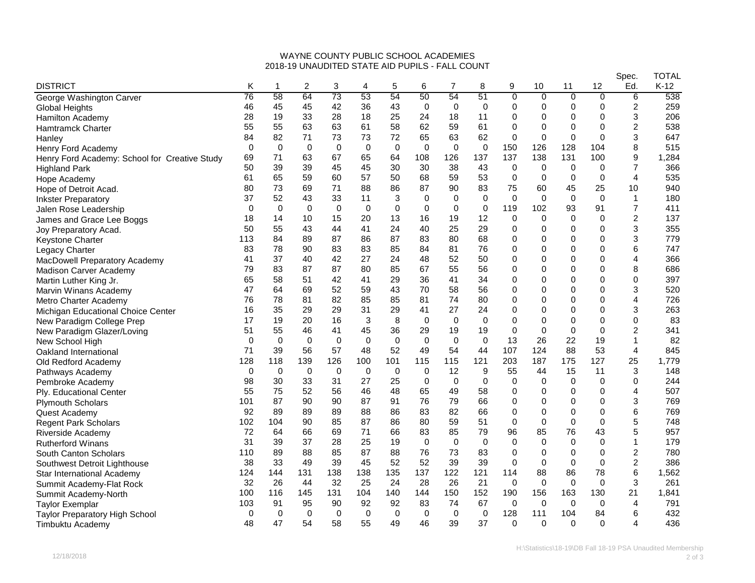# WAYNE COUNTY PUBLIC SCHOOL ACADEMIES
## 2018-19 UNAUDITED STATE AID PUPILS - FALL COUNT

| DISTRICT | K | 1 | 2 | 3 | 4 | 5 | 6 | 7 | 8 | 9 | 10 | 11 | 12 | Spec. Ed. | TOTAL K-12 |
|---|---|---|---|---|---|---|---|---|---|---|---|---|---|---|---|
| George Washington Carver | 76 | 58 | 64 | 73 | 53 | 54 | 50 | 54 | 51 | 0 | 0 | 0 | 0 | 6 | 538 |
| Global Heights | 46 | 45 | 45 | 42 | 36 | 43 | 0 | 0 | 0 | 0 | 0 | 0 | 0 | 2 | 259 |
| Hamilton Academy | 28 | 19 | 33 | 28 | 18 | 25 | 24 | 18 | 11 | 0 | 0 | 0 | 0 | 3 | 206 |
| Hamtramck Charter | 55 | 55 | 63 | 63 | 61 | 58 | 62 | 59 | 61 | 0 | 0 | 0 | 0 | 2 | 538 |
| Hanley | 84 | 82 | 71 | 73 | 73 | 72 | 65 | 63 | 62 | 0 | 0 | 0 | 0 | 3 | 647 |
| Henry Ford Academy | 0 | 0 | 0 | 0 | 0 | 0 | 0 | 0 | 0 | 150 | 126 | 128 | 104 | 8 | 515 |
| Henry Ford Academy: School for Creative Study | 69 | 71 | 63 | 67 | 65 | 64 | 108 | 126 | 137 | 137 | 138 | 131 | 100 | 9 | 1,284 |
| Highland Park | 50 | 39 | 39 | 45 | 45 | 30 | 30 | 38 | 43 | 0 | 0 | 0 | 0 | 7 | 366 |
| Hope Academy | 61 | 65 | 59 | 60 | 57 | 50 | 68 | 59 | 53 | 0 | 0 | 0 | 0 | 4 | 535 |
| Hope of Detroit Acad. | 80 | 73 | 69 | 71 | 88 | 86 | 87 | 90 | 83 | 75 | 60 | 45 | 25 | 10 | 940 |
| Inkster Preparatory | 37 | 52 | 43 | 33 | 11 | 3 | 0 | 0 | 0 | 0 | 0 | 0 | 0 | 1 | 180 |
| Jalen Rose Leadership | 0 | 0 | 0 | 0 | 0 | 0 | 0 | 0 | 0 | 119 | 102 | 93 | 91 | 7 | 411 |
| James and Grace Lee Boggs | 18 | 14 | 10 | 15 | 20 | 13 | 16 | 19 | 12 | 0 | 0 | 0 | 0 | 2 | 137 |
| Joy Preparatory Acad. | 50 | 55 | 43 | 44 | 41 | 24 | 40 | 25 | 29 | 0 | 0 | 0 | 0 | 3 | 355 |
| Keystone Charter | 113 | 84 | 89 | 87 | 86 | 87 | 83 | 80 | 68 | 0 | 0 | 0 | 0 | 3 | 779 |
| Legacy Charter | 83 | 78 | 90 | 83 | 83 | 85 | 84 | 81 | 76 | 0 | 0 | 0 | 0 | 6 | 747 |
| MacDowell Preparatory Academy | 41 | 37 | 40 | 42 | 27 | 24 | 48 | 52 | 50 | 0 | 0 | 0 | 0 | 4 | 366 |
| Madison Carver Academy | 79 | 83 | 87 | 87 | 80 | 85 | 67 | 55 | 56 | 0 | 0 | 0 | 0 | 8 | 686 |
| Martin Luther King Jr. | 65 | 58 | 51 | 42 | 41 | 29 | 36 | 41 | 34 | 0 | 0 | 0 | 0 | 0 | 397 |
| Marvin Winans Academy | 47 | 64 | 69 | 52 | 59 | 43 | 70 | 58 | 56 | 0 | 0 | 0 | 0 | 3 | 520 |
| Metro Charter Academy | 76 | 78 | 81 | 82 | 85 | 85 | 81 | 74 | 80 | 0 | 0 | 0 | 0 | 4 | 726 |
| Michigan Educational Choice Center | 16 | 35 | 29 | 29 | 31 | 29 | 41 | 27 | 24 | 0 | 0 | 0 | 0 | 3 | 263 |
| New Paradigm College Prep | 17 | 19 | 20 | 16 | 3 | 8 | 0 | 0 | 0 | 0 | 0 | 0 | 0 | 0 | 83 |
| New Paradigm Glazer/Loving | 51 | 55 | 46 | 41 | 45 | 36 | 29 | 19 | 19 | 0 | 0 | 0 | 0 | 2 | 341 |
| New School High | 0 | 0 | 0 | 0 | 0 | 0 | 0 | 0 | 0 | 13 | 26 | 22 | 19 | 1 | 82 |
| Oakland International | 71 | 39 | 56 | 57 | 48 | 52 | 49 | 54 | 44 | 107 | 124 | 88 | 53 | 4 | 845 |
| Old Redford Academy | 128 | 118 | 139 | 126 | 100 | 101 | 115 | 115 | 121 | 203 | 187 | 175 | 127 | 25 | 1,779 |
| Pathways Academy | 0 | 0 | 0 | 0 | 0 | 0 | 0 | 12 | 9 | 55 | 44 | 15 | 11 | 3 | 148 |
| Pembroke Academy | 98 | 30 | 33 | 31 | 27 | 25 | 0 | 0 | 0 | 0 | 0 | 0 | 0 | 0 | 244 |
| Ply. Educational Center | 55 | 75 | 52 | 56 | 46 | 48 | 65 | 49 | 58 | 0 | 0 | 0 | 0 | 4 | 507 |
| Plymouth Scholars | 101 | 87 | 90 | 90 | 87 | 91 | 76 | 79 | 66 | 0 | 0 | 0 | 0 | 3 | 769 |
| Quest Academy | 92 | 89 | 89 | 89 | 88 | 86 | 83 | 82 | 66 | 0 | 0 | 0 | 0 | 6 | 769 |
| Regent Park Scholars | 102 | 104 | 90 | 85 | 87 | 86 | 80 | 59 | 51 | 0 | 0 | 0 | 0 | 5 | 748 |
| Riverside Academy | 72 | 64 | 66 | 69 | 71 | 66 | 83 | 85 | 79 | 96 | 85 | 76 | 43 | 5 | 957 |
| Rutherford Winans | 31 | 39 | 37 | 28 | 25 | 19 | 0 | 0 | 0 | 0 | 0 | 0 | 0 | 1 | 179 |
| South Canton Scholars | 110 | 89 | 88 | 85 | 87 | 88 | 76 | 73 | 83 | 0 | 0 | 0 | 0 | 2 | 780 |
| Southwest Detroit Lighthouse | 38 | 33 | 49 | 39 | 45 | 52 | 52 | 39 | 39 | 0 | 0 | 0 | 0 | 2 | 386 |
| Star International Academy | 124 | 144 | 131 | 138 | 138 | 135 | 137 | 122 | 121 | 114 | 88 | 86 | 78 | 6 | 1,562 |
| Summit Academy-Flat Rock | 32 | 26 | 44 | 32 | 25 | 24 | 28 | 26 | 21 | 0 | 0 | 0 | 0 | 3 | 261 |
| Summit Academy-North | 100 | 116 | 145 | 131 | 104 | 140 | 144 | 150 | 152 | 190 | 156 | 163 | 130 | 21 | 1,841 |
| Taylor Exemplar | 103 | 91 | 95 | 90 | 92 | 92 | 83 | 74 | 67 | 0 | 0 | 0 | 0 | 4 | 791 |
| Taylor Preparatory High School | 0 | 0 | 0 | 0 | 0 | 0 | 0 | 0 | 0 | 128 | 111 | 104 | 84 | 6 | 432 |
| Timbuktu Academy | 48 | 47 | 54 | 58 | 55 | 49 | 46 | 39 | 37 | 0 | 0 | 0 | 0 | 4 | 436 |

12/18/2018

H:\Statistics\18-19\DB Fall 18-19 PSA Unaudited Membership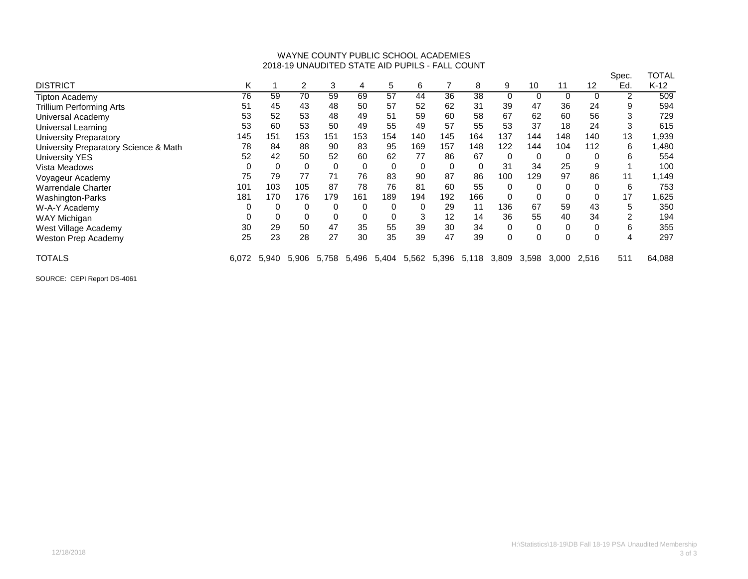WAYNE COUNTY PUBLIC SCHOOL ACADEMIES
2018-19 UNAUDITED STATE AID PUPILS - FALL COUNT

| DISTRICT | K | 1 | 2 | 3 | 4 | 5 | 6 | 7 | 8 | 9 | 10 | 11 | 12 | Spec. Ed. | TOTAL K-12 |
|---|---|---|---|---|---|---|---|---|---|---|---|---|---|---|---|
| Tipton Academy | 76 | 59 | 70 | 59 | 69 | 57 | 44 | 36 | 38 | 0 | 0 | 0 | 0 | 2 | 509 |
| Trillium Performing Arts | 51 | 45 | 43 | 48 | 50 | 57 | 52 | 62 | 31 | 39 | 47 | 36 | 24 | 9 | 594 |
| Universal Academy | 53 | 52 | 53 | 48 | 49 | 51 | 59 | 60 | 58 | 67 | 62 | 60 | 56 | 3 | 729 |
| Universal Learning | 53 | 60 | 53 | 50 | 49 | 55 | 49 | 57 | 55 | 53 | 37 | 18 | 24 | 3 | 615 |
| University Preparatory | 145 | 151 | 153 | 151 | 153 | 154 | 140 | 145 | 164 | 137 | 144 | 148 | 140 | 13 | 1,939 |
| University Preparatory Science & Math | 78 | 84 | 88 | 90 | 83 | 95 | 169 | 157 | 148 | 122 | 144 | 104 | 112 | 6 | 1,480 |
| University YES | 52 | 42 | 50 | 52 | 60 | 62 | 77 | 86 | 67 | 0 | 0 | 0 | 0 | 6 | 554 |
| Vista Meadows | 0 | 0 | 0 | 0 | 0 | 0 | 0 | 0 | 0 | 31 | 34 | 25 | 9 | 1 | 100 |
| Voyageur Academy | 75 | 79 | 77 | 71 | 76 | 83 | 90 | 87 | 86 | 100 | 129 | 97 | 86 | 11 | 1,149 |
| Warrendale Charter | 101 | 103 | 105 | 87 | 78 | 76 | 81 | 60 | 55 | 0 | 0 | 0 | 0 | 6 | 753 |
| Washington-Parks | 181 | 170 | 176 | 179 | 161 | 189 | 194 | 192 | 166 | 0 | 0 | 0 | 0 | 17 | 1,625 |
| W-A-Y Academy | 0 | 0 | 0 | 0 | 0 | 0 | 0 | 29 | 11 | 136 | 67 | 59 | 43 | 5 | 350 |
| WAY Michigan | 0 | 0 | 0 | 0 | 0 | 0 | 3 | 12 | 14 | 36 | 55 | 40 | 34 | 2 | 194 |
| West Village Academy | 30 | 29 | 50 | 47 | 35 | 55 | 39 | 30 | 34 | 0 | 0 | 0 | 0 | 6 | 355 |
| Weston Prep Academy | 25 | 23 | 28 | 27 | 30 | 35 | 39 | 47 | 39 | 0 | 0 | 0 | 0 | 4 | 297 |
| TOTALS | 6,072 | 5,940 | 5,906 | 5,758 | 5,496 | 5,404 | 5,562 | 5,396 | 5,118 | 3,809 | 3,598 | 3,000 | 2,516 | 511 | 64,088 |

SOURCE: CEPI Report DS-4061

12/18/2018

H:\Statistics\18-19\DB Fall 18-19 PSA Unaudited Membership